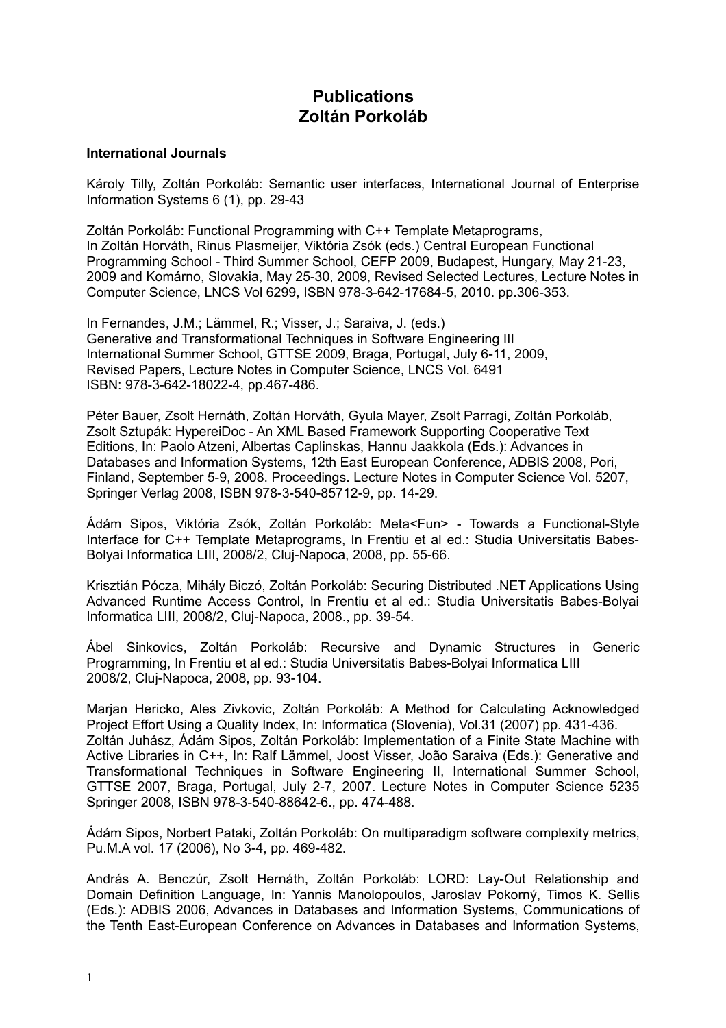# Publications
# Zoltán Porkoláb

**International Journals**

Károly Tilly, Zoltán Porkoláb: Semantic user interfaces, International Journal of Enterprise Information Systems 6 (1), pp. 29-43

Zoltán Porkoláb: Functional Programming with C++ Template Metaprograms,
In Zoltán Horváth, Rinus Plasmeijer, Viktória Zsók (eds.) Central European Functional Programming School - Third Summer School, CEFP 2009, Budapest, Hungary, May 21-23, 2009 and Komárno, Slovakia, May 25-30, 2009, Revised Selected Lectures, Lecture Notes in Computer Science, LNCS Vol 6299, ISBN 978-3-642-17684-5, 2010. pp.306-353.

In Fernandes, J.M.; Lämmel, R.; Visser, J.; Saraiva, J. (eds.)
Generative and Transformational Techniques in Software Engineering III
International Summer School, GTTSE 2009, Braga, Portugal, July 6-11, 2009,
Revised Papers, Lecture Notes in Computer Science, LNCS Vol. 6491
ISBN: 978-3-642-18022-4, pp.467-486.

Péter Bauer, Zsolt Hernáth, Zoltán Horváth, Gyula Mayer, Zsolt Parragi, Zoltán Porkoláb, Zsolt Sztupák: HypereiDoc - An XML Based Framework Supporting Cooperative Text Editions, In: Paolo Atzeni, Albertas Caplinskas, Hannu Jaakkola (Eds.): Advances in Databases and Information Systems, 12th East European Conference, ADBIS 2008, Pori, Finland, September 5-9, 2008. Proceedings. Lecture Notes in Computer Science Vol. 5207, Springer Verlag 2008, ISBN 978-3-540-85712-9, pp. 14-29.

Ádám Sipos, Viktória Zsók, Zoltán Porkoláb: Meta<Fun> - Towards a Functional-Style Interface for C++ Template Metaprograms, In Frentiu et al ed.: Studia Universitatis Babes-Bolyai Informatica LIII, 2008/2, Cluj-Napoca, 2008, pp. 55-66.

Krisztián Pócza, Mihály Biczó, Zoltán Porkoláb: Securing Distributed .NET Applications Using Advanced Runtime Access Control, In Frentiu et al ed.: Studia Universitatis Babes-Bolyai Informatica LIII, 2008/2, Cluj-Napoca, 2008., pp. 39-54.

Ábel Sinkovics, Zoltán Porkoláb: Recursive and Dynamic Structures in Generic Programming, In Frentiu et al ed.: Studia Universitatis Babes-Bolyai Informatica LIII 2008/2, Cluj-Napoca, 2008, pp. 93-104.

Marjan Hericko, Ales Zivkovic, Zoltán Porkoláb: A Method for Calculating Acknowledged Project Effort Using a Quality Index, In: Informatica (Slovenia), Vol.31 (2007) pp. 431-436.
Zoltán Juhász, Ádám Sipos, Zoltán Porkoláb: Implementation of a Finite State Machine with Active Libraries in C++, In: Ralf Lämmel, Joost Visser, João Saraiva (Eds.): Generative and Transformational Techniques in Software Engineering II, International Summer School, GTTSE 2007, Braga, Portugal, July 2-7, 2007. Lecture Notes in Computer Science 5235 Springer 2008, ISBN 978-3-540-88642-6., pp. 474-488.

Ádám Sipos, Norbert Pataki, Zoltán Porkoláb: On multiparadigm software complexity metrics, Pu.M.A vol. 17 (2006), No 3-4, pp. 469-482.

András A. Benczúr, Zsolt Hernáth, Zoltán Porkoláb: LORD: Lay-Out Relationship and Domain Definition Language, In: Yannis Manolopoulos, Jaroslav Pokorný, Timos K. Sellis (Eds.): ADBIS 2006, Advances in Databases and Information Systems, Communications of the Tenth East-European Conference on Advances in Databases and Information Systems,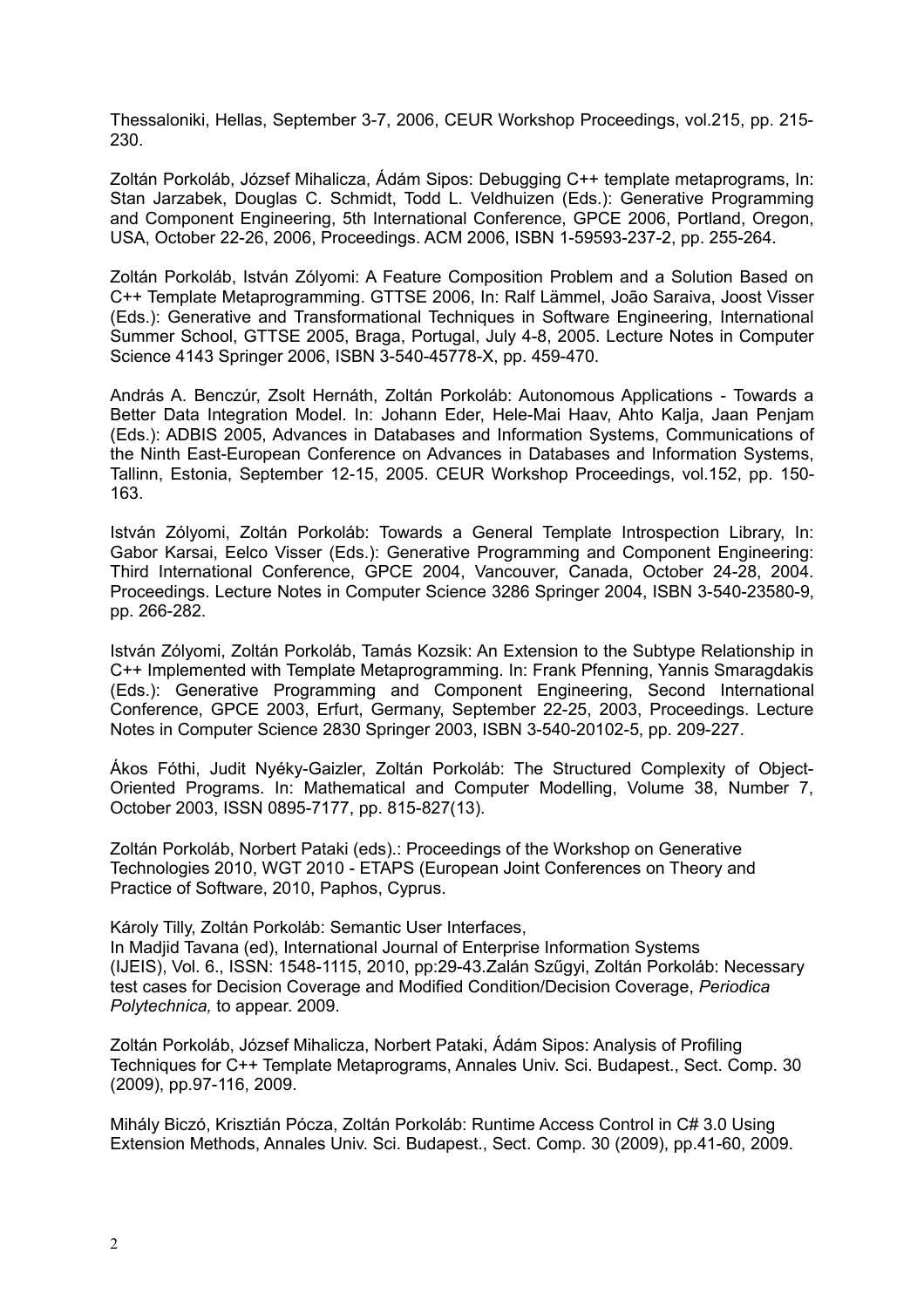Thessaloniki, Hellas, September 3-7, 2006, CEUR Workshop Proceedings, vol.215, pp. 215-230.

Zoltán Porkoláb, József Mihalicza, Ádám Sipos: Debugging C++ template metaprograms, In: Stan Jarzabek, Douglas C. Schmidt, Todd L. Veldhuizen (Eds.): Generative Programming and Component Engineering, 5th International Conference, GPCE 2006, Portland, Oregon, USA, October 22-26, 2006, Proceedings. ACM 2006, ISBN 1-59593-237-2, pp. 255-264.

Zoltán Porkoláb, István Zólyomi: A Feature Composition Problem and a Solution Based on C++ Template Metaprogramming. GTTSE 2006, In: Ralf Lämmel, João Saraiva, Joost Visser (Eds.): Generative and Transformational Techniques in Software Engineering, International Summer School, GTTSE 2005, Braga, Portugal, July 4-8, 2005. Lecture Notes in Computer Science 4143 Springer 2006, ISBN 3-540-45778-X, pp. 459-470.

András A. Benczúr, Zsolt Hernáth, Zoltán Porkoláb: Autonomous Applications - Towards a Better Data Integration Model. In: Johann Eder, Hele-Mai Haav, Ahto Kalja, Jaan Penjam (Eds.): ADBIS 2005, Advances in Databases and Information Systems, Communications of the Ninth East-European Conference on Advances in Databases and Information Systems, Tallinn, Estonia, September 12-15, 2005. CEUR Workshop Proceedings, vol.152, pp. 150-163.

István Zólyomi, Zoltán Porkoláb: Towards a General Template Introspection Library, In: Gabor Karsai, Eelco Visser (Eds.): Generative Programming and Component Engineering: Third International Conference, GPCE 2004, Vancouver, Canada, October 24-28, 2004. Proceedings. Lecture Notes in Computer Science 3286 Springer 2004, ISBN 3-540-23580-9, pp. 266-282.

István Zólyomi, Zoltán Porkoláb, Tamás Kozsik: An Extension to the Subtype Relationship in C++ Implemented with Template Metaprogramming. In: Frank Pfenning, Yannis Smaragdakis (Eds.): Generative Programming and Component Engineering, Second International Conference, GPCE 2003, Erfurt, Germany, September 22-25, 2003, Proceedings. Lecture Notes in Computer Science 2830 Springer 2003, ISBN 3-540-20102-5, pp. 209-227.

Ákos Fóthi, Judit Nyéky-Gaizler, Zoltán Porkoláb: The Structured Complexity of Object-Oriented Programs. In: Mathematical and Computer Modelling, Volume 38, Number 7, October 2003, ISSN 0895-7177, pp. 815-827(13).

Zoltán Porkoláb, Norbert Pataki (eds).: Proceedings of the Workshop on Generative Technologies 2010, WGT 2010 - ETAPS (European Joint Conferences on Theory and Practice of Software, 2010, Paphos, Cyprus.

Károly Tilly, Zoltán Porkoláb: Semantic User Interfaces,
In Madjid Tavana (ed), International Journal of Enterprise Information Systems (IJEIS), Vol. 6., ISSN: 1548-1115, 2010, pp:29-43.Zalán Szűgyi, Zoltán Porkoláb: Necessary test cases for Decision Coverage and Modified Condition/Decision Coverage, *Periodica Polytechnica,* to appear. 2009.

Zoltán Porkoláb, József Mihalicza, Norbert Pataki, Ádám Sipos: Analysis of Profiling Techniques for C++ Template Metaprograms, Annales Univ. Sci. Budapest., Sect. Comp. 30 (2009), pp.97-116, 2009.

Mihály Biczó, Krisztián Pócza, Zoltán Porkoláb: Runtime Access Control in C# 3.0 Using Extension Methods, Annales Univ. Sci. Budapest., Sect. Comp. 30 (2009), pp.41-60, 2009.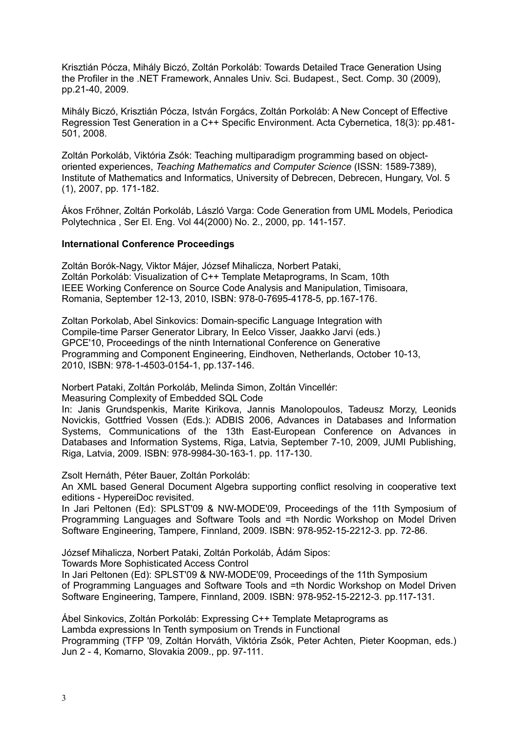Krisztián Pócza, Mihály Biczó, Zoltán Porkoláb: Towards Detailed Trace Generation Using the Profiler in the .NET Framework, Annales Univ. Sci. Budapest., Sect. Comp. 30 (2009), pp.21-40, 2009.

Mihály Biczó, Krisztián Pócza, István Forgács, Zoltán Porkoláb: A New Concept of Effective Regression Test Generation in a C++ Specific Environment. Acta Cybernetica, 18(3): pp.481-501, 2008.

Zoltán Porkoláb, Viktória Zsók: Teaching multiparadigm programming based on object-oriented experiences, *Teaching Mathematics and Computer Science* (ISSN: 1589-7389), Institute of Mathematics and Informatics, University of Debrecen, Debrecen, Hungary, Vol. 5 (1), 2007, pp. 171-182.

Ákos Frőhner, Zoltán Porkoláb, László Varga: Code Generation from UML Models, Periodica Polytechnica , Ser El. Eng. Vol 44(2000) No. 2., 2000, pp. 141-157.

**International Conference Proceedings**

Zoltán Borók-Nagy, Viktor Májer, József Mihalicza, Norbert Pataki, Zoltán Porkoláb: Visualization of C++ Template Metaprograms, In Scam, 10th IEEE Working Conference on Source Code Analysis and Manipulation, Timisoara, Romania, September 12-13, 2010, ISBN: 978-0-7695-4178-5, pp.167-176.

Zoltan Porkolab, Abel Sinkovics: Domain-specific Language Integration with Compile-time Parser Generator Library, In Eelco Visser, Jaakko Jarvi (eds.) GPCE'10, Proceedings of the ninth International Conference on Generative Programming and Component Engineering, Eindhoven, Netherlands, October 10-13, 2010, ISBN: 978-1-4503-0154-1, pp.137-146.

Norbert Pataki, Zoltán Porkoláb, Melinda Simon, Zoltán Vincellér:
Measuring Complexity of Embedded SQL Code
In: Janis Grundspenkis, Marite Kirikova, Jannis Manolopoulos, Tadeusz Morzy, Leonids Novickis, Gottfried Vossen (Eds.): ADBIS 2006, Advances in Databases and Information Systems, Communications of the 13th East-European Conference on Advances in Databases and Information Systems, Riga, Latvia, September 7-10, 2009, JUMI Publishing, Riga, Latvia, 2009. ISBN: 978-9984-30-163-1. pp. 117-130.

Zsolt Hernáth, Péter Bauer, Zoltán Porkoláb:
An XML based General Document Algebra supporting conflict resolving in cooperative text editions - HypereiDoc revisited.
In Jari Peltonen (Ed): SPLST'09 & NW-MODE'09, Proceedings of the 11th Symposium of Programming Languages and Software Tools and =th Nordic Workshop on Model Driven Software Engineering, Tampere, Finnland, 2009. ISBN: 978-952-15-2212-3. pp. 72-86.

József Mihalicza, Norbert Pataki, Zoltán Porkoláb, Ádám Sipos:
Towards More Sophisticated Access Control
In Jari Peltonen (Ed): SPLST'09 & NW-MODE'09, Proceedings of the 11th Symposium of Programming Languages and Software Tools and =th Nordic Workshop on Model Driven Software Engineering, Tampere, Finnland, 2009. ISBN: 978-952-15-2212-3. pp.117-131.

Ábel Sinkovics, Zoltán Porkoláb: Expressing C++ Template Metaprograms as Lambda expressions In Tenth symposium on Trends in Functional Programming (TFP '09, Zoltán Horváth, Viktória Zsók, Peter Achten, Pieter Koopman, eds.) Jun 2 - 4, Komarno, Slovakia 2009., pp. 97-111.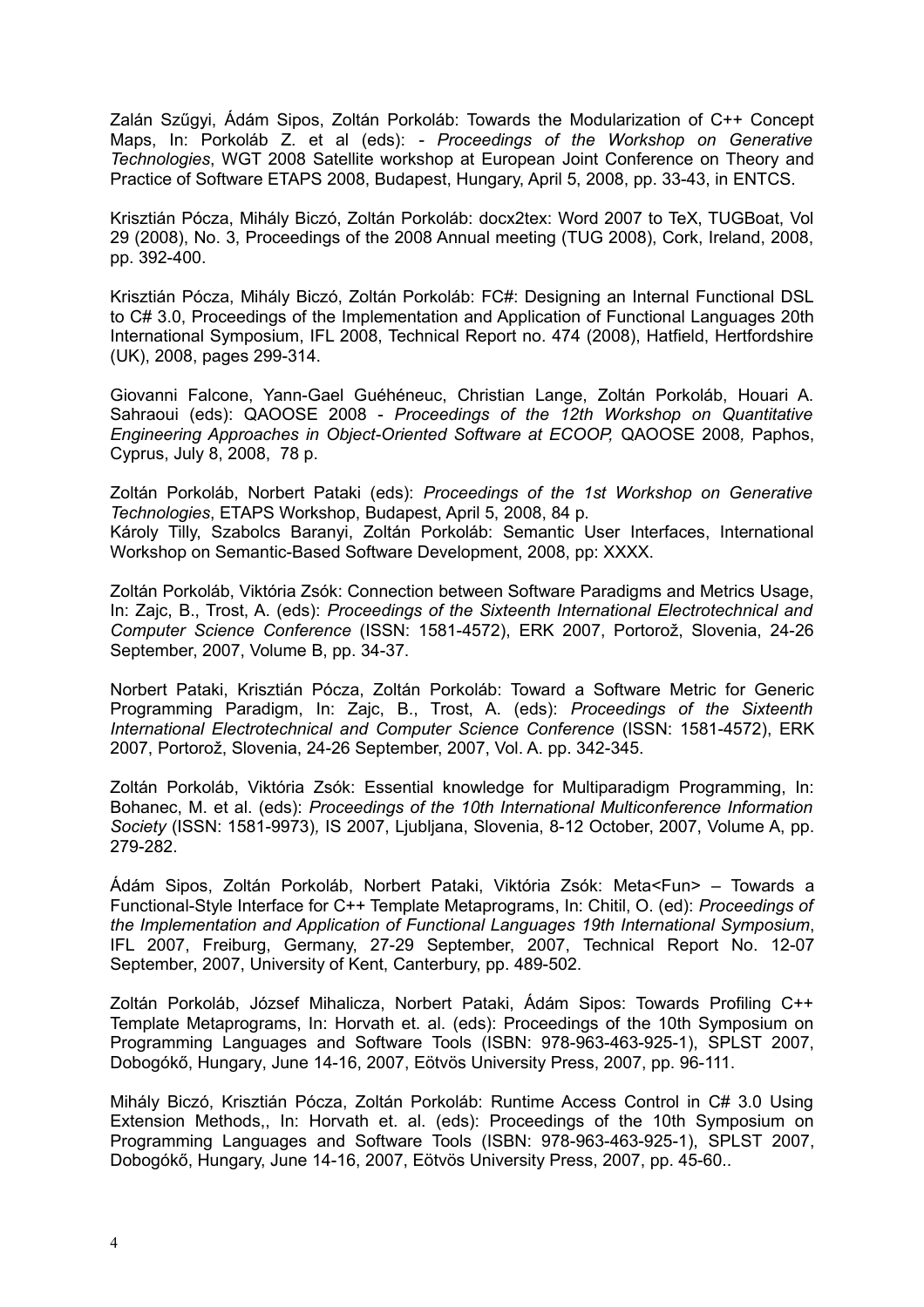Zalán Szűgyi, Ádám Sipos, Zoltán Porkoláb: Towards the Modularization of C++ Concept Maps, In: Porkoláb Z. et al (eds): - *Proceedings of the Workshop on Generative Technologies*, WGT 2008 Satellite workshop at European Joint Conference on Theory and Practice of Software ETAPS 2008, Budapest, Hungary, April 5, 2008, pp. 33-43, in ENTCS.

Krisztián Pócza, Mihály Biczó, Zoltán Porkoláb: docx2tex: Word 2007 to TeX, TUGBoat, Vol 29 (2008), No. 3, Proceedings of the 2008 Annual meeting (TUG 2008), Cork, Ireland, 2008, pp. 392-400.

Krisztián Pócza, Mihály Biczó, Zoltán Porkoláb: FC#: Designing an Internal Functional DSL to C# 3.0, Proceedings of the Implementation and Application of Functional Languages 20th International Symposium, IFL 2008, Technical Report no. 474 (2008), Hatfield, Hertfordshire (UK), 2008, pages 299-314.

Giovanni Falcone, Yann-Gael Guéhéneuc, Christian Lange, Zoltán Porkoláb, Houari A. Sahraoui (eds): QAOOSE 2008 - *Proceedings of the 12th Workshop on Quantitative Engineering Approaches in Object-Oriented Software at ECOOP,* QAOOSE 2008*,* Paphos, Cyprus, July 8, 2008, 78 p.

Zoltán Porkoláb, Norbert Pataki (eds): *Proceedings of the 1st Workshop on Generative Technologies*, ETAPS Workshop, Budapest, April 5, 2008, 84 p.
Károly Tilly, Szabolcs Baranyi, Zoltán Porkoláb: Semantic User Interfaces, International Workshop on Semantic-Based Software Development, 2008, pp: XXXX.

Zoltán Porkoláb, Viktória Zsók: Connection between Software Paradigms and Metrics Usage, In: Zajc, B., Trost, A. (eds): *Proceedings of the Sixteenth International Electrotechnical and Computer Science Conference* (ISSN: 1581-4572), ERK 2007, Portorož, Slovenia, 24-26 September, 2007, Volume B, pp. 34-37.

Norbert Pataki, Krisztián Pócza, Zoltán Porkoláb: Toward a Software Metric for Generic Programming Paradigm, In: Zajc, B., Trost, A. (eds): *Proceedings of the Sixteenth International Electrotechnical and Computer Science Conference* (ISSN: 1581-4572), ERK 2007, Portorož, Slovenia, 24-26 September, 2007, Vol. A. pp. 342-345.

Zoltán Porkoláb, Viktória Zsók: Essential knowledge for Multiparadigm Programming, In: Bohanec, M. et al. (eds): *Proceedings of the 10th International Multiconference Information Society* (ISSN: 1581-9973)*,* IS 2007, Ljubljana, Slovenia, 8-12 October, 2007, Volume A, pp. 279-282.

Ádám Sipos, Zoltán Porkoláb, Norbert Pataki, Viktória Zsók: Meta<Fun> – Towards a Functional-Style Interface for C++ Template Metaprograms, In: Chitil, O. (ed): *Proceedings of the Implementation and Application of Functional Languages 19th International Symposium*, IFL 2007, Freiburg, Germany, 27-29 September, 2007, Technical Report No. 12-07 September, 2007, University of Kent, Canterbury, pp. 489-502.

Zoltán Porkoláb, József Mihalicza, Norbert Pataki, Ádám Sipos: Towards Profiling C++ Template Metaprograms, In: Horvath et. al. (eds): Proceedings of the 10th Symposium on Programming Languages and Software Tools (ISBN: 978-963-463-925-1), SPLST 2007, Dobogókő, Hungary, June 14-16, 2007, Eötvös University Press, 2007, pp. 96-111.

Mihály Biczó, Krisztián Pócza, Zoltán Porkoláb: Runtime Access Control in C# 3.0 Using Extension Methods,, In: Horvath et. al. (eds): Proceedings of the 10th Symposium on Programming Languages and Software Tools (ISBN: 978-963-463-925-1), SPLST 2007, Dobogókő, Hungary, June 14-16, 2007, Eötvös University Press, 2007, pp. 45-60..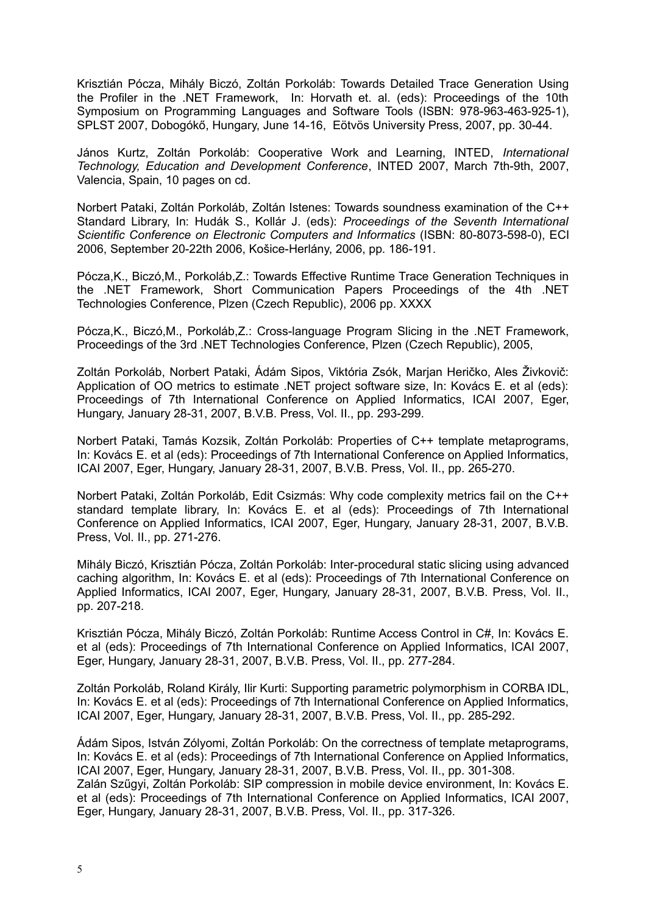Krisztián Pócza, Mihály Biczó, Zoltán Porkoláb: Towards Detailed Trace Generation Using the Profiler in the .NET Framework, In: Horvath et. al. (eds): Proceedings of the 10th Symposium on Programming Languages and Software Tools (ISBN: 978-963-463-925-1), SPLST 2007, Dobogókő, Hungary, June 14-16, Eötvös University Press, 2007, pp. 30-44.

János Kurtz, Zoltán Porkoláb: Cooperative Work and Learning, INTED, *International Technology, Education and Development Conference*, INTED 2007, March 7th-9th, 2007, Valencia, Spain, 10 pages on cd.

Norbert Pataki, Zoltán Porkoláb, Zoltán Istenes: Towards soundness examination of the C++ Standard Library, In: Hudák S., Kollár J. (eds): *Proceedings of the Seventh International Scientific Conference on Electronic Computers and Informatics* (ISBN: 80-8073-598-0), ECI 2006, September 20-22th 2006, Košice-Herlány, 2006, pp. 186-191.

Pócza,K., Biczó,M., Porkoláb,Z.: Towards Effective Runtime Trace Generation Techniques in the .NET Framework, Short Communication Papers Proceedings of the 4th .NET Technologies Conference, Plzen (Czech Republic), 2006 pp. XXXX

Pócza,K., Biczó,M., Porkoláb,Z.: Cross-language Program Slicing in the .NET Framework, Proceedings of the 3rd .NET Technologies Conference, Plzen (Czech Republic), 2005,

Zoltán Porkoláb, Norbert Pataki, Ádám Sipos, Viktória Zsók, Marjan Heričko, Ales Živkovič: Application of OO metrics to estimate .NET project software size, In: Kovács E. et al (eds): Proceedings of 7th International Conference on Applied Informatics, ICAI 2007, Eger, Hungary, January 28-31, 2007, B.V.B. Press, Vol. II., pp. 293-299.

Norbert Pataki, Tamás Kozsik, Zoltán Porkoláb: Properties of C++ template metaprograms, In: Kovács E. et al (eds): Proceedings of 7th International Conference on Applied Informatics, ICAI 2007, Eger, Hungary, January 28-31, 2007, B.V.B. Press, Vol. II., pp. 265-270.

Norbert Pataki, Zoltán Porkoláb, Edit Csizmás: Why code complexity metrics fail on the C++ standard template library, In: Kovács E. et al (eds): Proceedings of 7th International Conference on Applied Informatics, ICAI 2007, Eger, Hungary, January 28-31, 2007, B.V.B. Press, Vol. II., pp. 271-276.

Mihály Biczó, Krisztián Pócza, Zoltán Porkoláb: Inter-procedural static slicing using advanced caching algorithm, In: Kovács E. et al (eds): Proceedings of 7th International Conference on Applied Informatics, ICAI 2007, Eger, Hungary, January 28-31, 2007, B.V.B. Press, Vol. II., pp. 207-218.

Krisztián Pócza, Mihály Biczó, Zoltán Porkoláb: Runtime Access Control in C#, In: Kovács E. et al (eds): Proceedings of 7th International Conference on Applied Informatics, ICAI 2007, Eger, Hungary, January 28-31, 2007, B.V.B. Press, Vol. II., pp. 277-284.

Zoltán Porkoláb, Roland Király, Ilir Kurti: Supporting parametric polymorphism in CORBA IDL, In: Kovács E. et al (eds): Proceedings of 7th International Conference on Applied Informatics, ICAI 2007, Eger, Hungary, January 28-31, 2007, B.V.B. Press, Vol. II., pp. 285-292.

Ádám Sipos, István Zólyomi, Zoltán Porkoláb: On the correctness of template metaprograms, In: Kovács E. et al (eds): Proceedings of 7th International Conference on Applied Informatics, ICAI 2007, Eger, Hungary, January 28-31, 2007, B.V.B. Press, Vol. II., pp. 301-308.
Zalán Szűgyi, Zoltán Porkoláb: SIP compression in mobile device environment, In: Kovács E. et al (eds): Proceedings of 7th International Conference on Applied Informatics, ICAI 2007, Eger, Hungary, January 28-31, 2007, B.V.B. Press, Vol. II., pp. 317-326.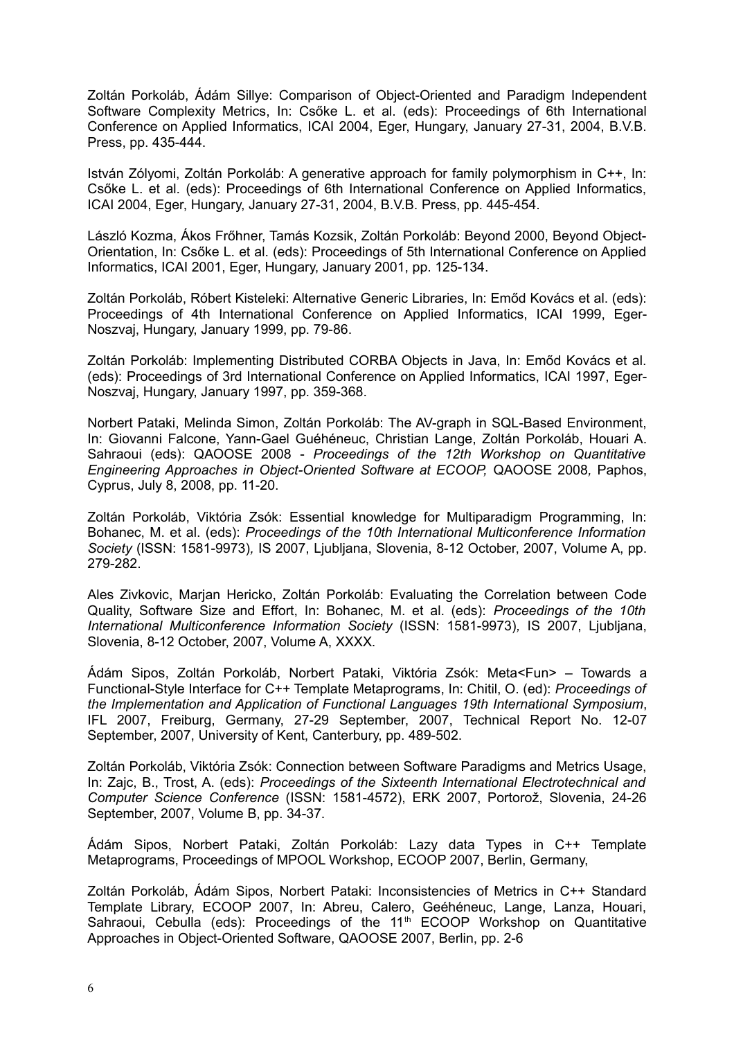Zoltán Porkoláb, Ádám Sillye: Comparison of Object-Oriented and Paradigm Independent Software Complexity Metrics, In: Csőke L. et al. (eds): Proceedings of 6th International Conference on Applied Informatics, ICAI 2004, Eger, Hungary, January 27-31, 2004, B.V.B. Press, pp. 435-444.

István Zólyomi, Zoltán Porkoláb: A generative approach for family polymorphism in C++, In: Csőke L. et al. (eds): Proceedings of 6th International Conference on Applied Informatics, ICAI 2004, Eger, Hungary, January 27-31, 2004, B.V.B. Press, pp. 445-454.

László Kozma, Ákos Frőhner, Tamás Kozsik, Zoltán Porkoláb: Beyond 2000, Beyond Object-Orientation, In: Csőke L. et al. (eds): Proceedings of 5th International Conference on Applied Informatics, ICAI 2001, Eger, Hungary, January 2001, pp. 125-134.

Zoltán Porkoláb, Róbert Kisteleki: Alternative Generic Libraries, In: Emőd Kovács et al. (eds): Proceedings of 4th International Conference on Applied Informatics, ICAI 1999, Eger-Noszvaj, Hungary, January 1999, pp. 79-86.

Zoltán Porkoláb: Implementing Distributed CORBA Objects in Java, In: Emőd Kovács et al. (eds): Proceedings of 3rd International Conference on Applied Informatics, ICAI 1997, Eger-Noszvaj, Hungary, January 1997, pp. 359-368.

Norbert Pataki, Melinda Simon, Zoltán Porkoláb: The AV-graph in SQL-Based Environment, In: Giovanni Falcone, Yann-Gael Guéhéneuc, Christian Lange, Zoltán Porkoláb, Houari A. Sahraoui (eds): QAOOSE 2008 - *Proceedings of the 12th Workshop on Quantitative Engineering Approaches in Object-Oriented Software at ECOOP,* QAOOSE 2008*,* Paphos, Cyprus, July 8, 2008, pp. 11-20.

Zoltán Porkoláb, Viktória Zsók: Essential knowledge for Multiparadigm Programming, In: Bohanec, M. et al. (eds): *Proceedings of the 10th International Multiconference Information Society* (ISSN: 1581-9973)*,* IS 2007, Ljubljana, Slovenia, 8-12 October, 2007, Volume A, pp. 279-282.

Ales Zivkovic, Marjan Hericko, Zoltán Porkoláb: Evaluating the Correlation between Code Quality, Software Size and Effort, In: Bohanec, M. et al. (eds): *Proceedings of the 10th International Multiconference Information Society* (ISSN: 1581-9973)*,* IS 2007, Ljubljana, Slovenia, 8-12 October, 2007, Volume A, XXXX.

Ádám Sipos, Zoltán Porkoláb, Norbert Pataki, Viktória Zsók: Meta<Fun> – Towards a Functional-Style Interface for C++ Template Metaprograms, In: Chitil, O. (ed): *Proceedings of the Implementation and Application of Functional Languages 19th International Symposium*, IFL 2007, Freiburg, Germany, 27-29 September, 2007, Technical Report No. 12-07 September, 2007, University of Kent, Canterbury, pp. 489-502.

Zoltán Porkoláb, Viktória Zsók: Connection between Software Paradigms and Metrics Usage, In: Zajc, B., Trost, A. (eds): *Proceedings of the Sixteenth International Electrotechnical and Computer Science Conference* (ISSN: 1581-4572), ERK 2007, Portorož, Slovenia, 24-26 September, 2007, Volume B, pp. 34-37.

Ádám Sipos, Norbert Pataki, Zoltán Porkoláb: Lazy data Types in C++ Template Metaprograms, Proceedings of MPOOL Workshop, ECOOP 2007, Berlin, Germany,

Zoltán Porkoláb, Ádám Sipos, Norbert Pataki: Inconsistencies of Metrics in C++ Standard Template Library, ECOOP 2007, In: Abreu, Calero, Geéhéneuc, Lange, Lanza, Houari, Sahraoui, Cebulla (eds): Proceedings of the 11th ECOOP Workshop on Quantitative Approaches in Object-Oriented Software, QAOOSE 2007, Berlin, pp. 2-6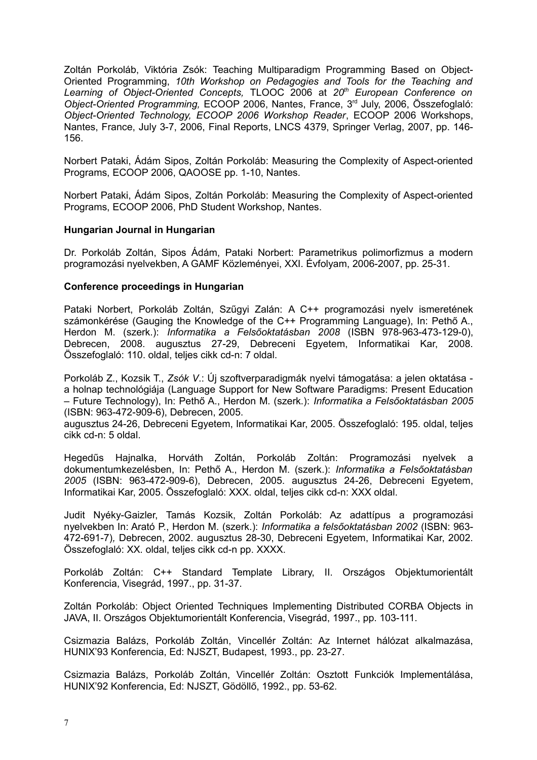Zoltán Porkoláb, Viktória Zsók: Teaching Multiparadigm Programming Based on Object-Oriented Programming, *10th Workshop on Pedagogies and Tools for the Teaching and Learning of Object-Oriented Concepts,* TLOOC 2006 at *20th European Conference on Object-Oriented Programming,* ECOOP 2006, Nantes, France, 3rd July, 2006, Összefoglaló: *Object-Oriented Technology, ECOOP 2006 Workshop Reader*, ECOOP 2006 Workshops, Nantes, France, July 3-7, 2006, Final Reports, LNCS 4379, Springer Verlag, 2007, pp. 146-156.

Norbert Pataki, Ádám Sipos, Zoltán Porkoláb: Measuring the Complexity of Aspect-oriented Programs, ECOOP 2006, QAOOSE pp. 1-10, Nantes.

Norbert Pataki, Ádám Sipos, Zoltán Porkoláb: Measuring the Complexity of Aspect-oriented Programs, ECOOP 2006, PhD Student Workshop, Nantes.

**Hungarian Journal in Hungarian**

Dr. Porkoláb Zoltán, Sipos Ádám, Pataki Norbert: Parametrikus polimorfizmus a modern programozási nyelvekben, A GAMF Közleményei, XXI. Évfolyam, 2006-2007, pp. 25-31.

**Conference proceedings in Hungarian**

Pataki Norbert, Porkoláb Zoltán, Szűgyi Zalán: A C++ programozási nyelv ismeretének számonkérése (Gauging the Knowledge of the C++ Programming Language), In: Pethő A., Herdon M. (szerk.): *Informatika a Felsőoktatásban 2008* (ISBN 978-963-473-129-0), Debrecen, 2008. augusztus 27-29, Debreceni Egyetem, Informatikai Kar, 2008. Összefoglaló: 110. oldal, teljes cikk cd-n: 7 oldal.

Porkoláb Z., Kozsik T., *Zsók V*.: Új szoftverparadigmák nyelvi támogatása: a jelen oktatása - a holnap technológiája (Language Support for New Software Paradigms: Present Education – Future Technology), In: Pethő A., Herdon M. (szerk.): *Informatika a Felsőoktatásban 2005* (ISBN: 963-472-909-6), Debrecen, 2005.
augusztus 24-26, Debreceni Egyetem, Informatikai Kar, 2005. Összefoglaló: 195. oldal, teljes cikk cd-n: 5 oldal.

Hegedűs Hajnalka, Horváth Zoltán, Porkoláb Zoltán: Programozási nyelvek a dokumentumkezelésben, In: Pethő A., Herdon M. (szerk.): *Informatika a Felsőoktatásban 2005* (ISBN: 963-472-909-6), Debrecen, 2005. augusztus 24-26, Debreceni Egyetem, Informatikai Kar, 2005. Összefoglaló: XXX. oldal, teljes cikk cd-n: XXX oldal.

Judit Nyéky-Gaizler, Tamás Kozsik, Zoltán Porkoláb: Az adattípus a programozási nyelvekben In: Arató P., Herdon M. (szerk.): *Informatika a felsőoktatásban 2002* (ISBN: 963-472-691-7), Debrecen, 2002. augusztus 28-30, Debreceni Egyetem, Informatikai Kar, 2002. Összefoglaló: XX. oldal, teljes cikk cd-n pp. XXXX.

Porkoláb Zoltán: C++ Standard Template Library, II. Országos Objektumorientált Konferencia, Visegrád, 1997., pp. 31-37.

Zoltán Porkoláb: Object Oriented Techniques Implementing Distributed CORBA Objects in JAVA, II. Országos Objektumorientált Konferencia, Visegrád, 1997., pp. 103-111.

Csizmazia Balázs, Porkoláb Zoltán, Vincellér Zoltán: Az Internet hálózat alkalmazása, HUNIX'93 Konferencia, Ed: NJSZT, Budapest, 1993., pp. 23-27.

Csizmazia Balázs, Porkoláb Zoltán, Vincellér Zoltán: Osztott Funkciók Implementálása, HUNIX'92 Konferencia, Ed: NJSZT, Gödöllő, 1992., pp. 53-62.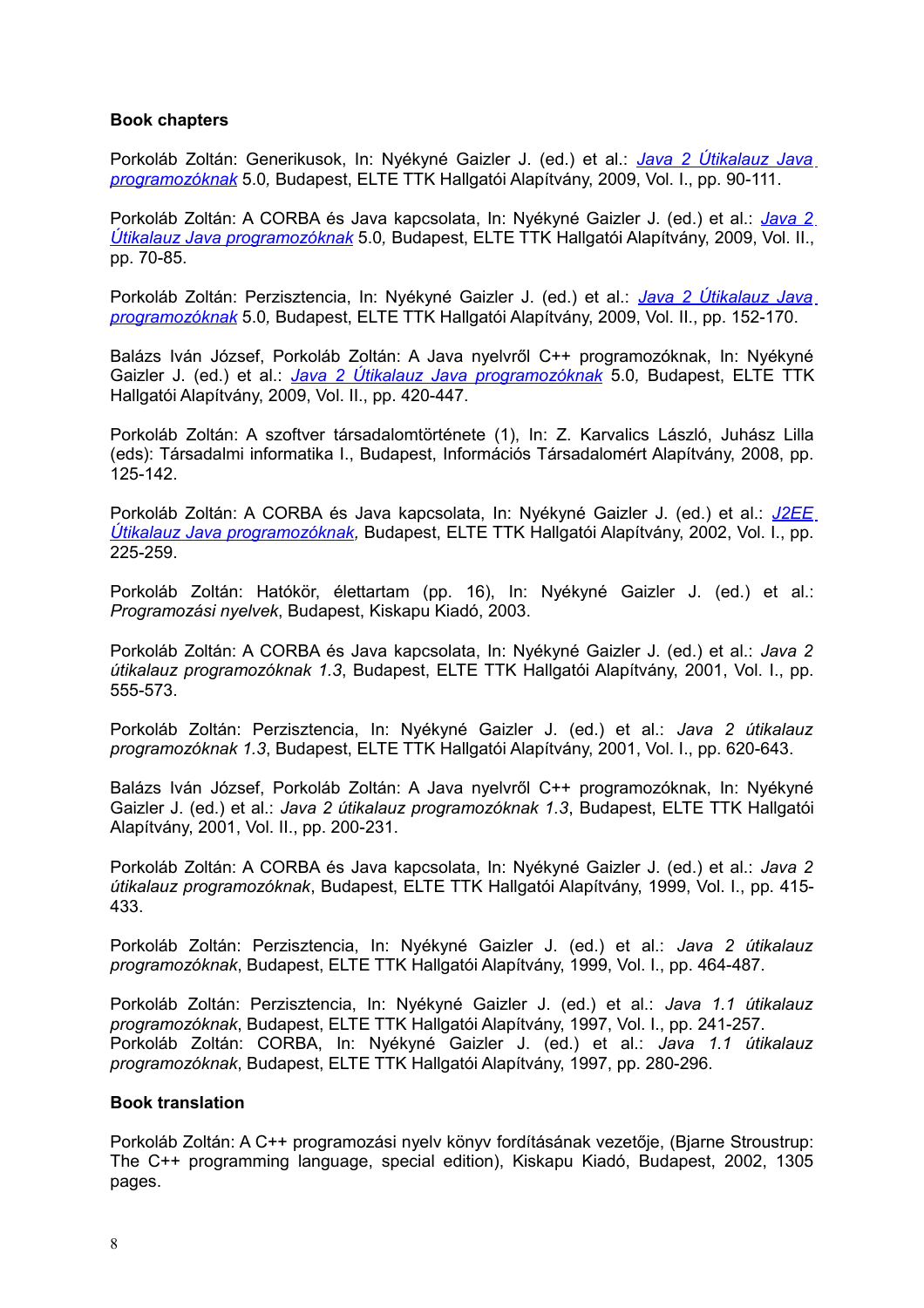## Book chapters

Porkoláb Zoltán: Generikusok, In: Nyékyné Gaizler J. (ed.) et al.: *Java 2 Útikalauz Java programozóknak* 5.0*,* Budapest, ELTE TTK Hallgatói Alapítvány, 2009, Vol. I., pp. 90-111.

Porkoláb Zoltán: A CORBA és Java kapcsolata, In: Nyékyné Gaizler J. (ed.) et al.: *Java 2 Útikalauz Java programozóknak* 5.0*,* Budapest, ELTE TTK Hallgatói Alapítvány, 2009, Vol. II., pp. 70-85.

Porkoláb Zoltán: Perzisztencia, In: Nyékyné Gaizler J. (ed.) et al.: *Java 2 Útikalauz Java programozóknak* 5.0*,* Budapest, ELTE TTK Hallgatói Alapítvány, 2009, Vol. II., pp. 152-170.

Balázs Iván József, Porkoláb Zoltán: A Java nyelvről C++ programozóknak, In: Nyékyné Gaizler J. (ed.) et al.: *Java 2 Útikalauz Java programozóknak* 5.0*,* Budapest, ELTE TTK Hallgatói Alapítvány, 2009, Vol. II., pp. 420-447.

Porkoláb Zoltán: A szoftver társadalomtörténete (1), In: Z. Karvalics László, Juhász Lilla (eds): Társadalmi informatika I., Budapest, Információs Társadalomért Alapítvány, 2008, pp. 125-142.

Porkoláb Zoltán: A CORBA és Java kapcsolata, In: Nyékyné Gaizler J. (ed.) et al.: *J2EE Útikalauz Java programozóknak,* Budapest, ELTE TTK Hallgatói Alapítvány, 2002, Vol. I., pp. 225-259.

Porkoláb Zoltán: Hatókör, élettartam (pp. 16), In: Nyékyné Gaizler J. (ed.) et al.: *Programozási nyelvek*, Budapest, Kiskapu Kiadó, 2003.

Porkoláb Zoltán: A CORBA és Java kapcsolata, In: Nyékyné Gaizler J. (ed.) et al.: *Java 2 útikalauz programozóknak 1.3*, Budapest, ELTE TTK Hallgatói Alapítvány, 2001, Vol. I., pp. 555-573.

Porkoláb Zoltán: Perzisztencia, In: Nyékyné Gaizler J. (ed.) et al.: *Java 2 útikalauz programozóknak 1.3*, Budapest, ELTE TTK Hallgatói Alapítvány, 2001, Vol. I., pp. 620-643.

Balázs Iván József, Porkoláb Zoltán: A Java nyelvről C++ programozóknak, In: Nyékyné Gaizler J. (ed.) et al.: *Java 2 útikalauz programozóknak 1.3*, Budapest, ELTE TTK Hallgatói Alapítvány, 2001, Vol. II., pp. 200-231.

Porkoláb Zoltán: A CORBA és Java kapcsolata, In: Nyékyné Gaizler J. (ed.) et al.: *Java 2 útikalauz programozóknak*, Budapest, ELTE TTK Hallgatói Alapítvány, 1999, Vol. I., pp. 415-433.

Porkoláb Zoltán: Perzisztencia, In: Nyékyné Gaizler J. (ed.) et al.: *Java 2 útikalauz programozóknak*, Budapest, ELTE TTK Hallgatói Alapítvány, 1999, Vol. I., pp. 464-487.

Porkoláb Zoltán: Perzisztencia, In: Nyékyné Gaizler J. (ed.) et al.: *Java 1.1 útikalauz programozóknak*, Budapest, ELTE TTK Hallgatói Alapítvány, 1997, Vol. I., pp. 241-257.
Porkoláb Zoltán: CORBA, In: Nyékyné Gaizler J. (ed.) et al.: *Java 1.1 útikalauz programozóknak*, Budapest, ELTE TTK Hallgatói Alapítvány, 1997, pp. 280-296.

## Book translation

Porkoláb Zoltán: A C++ programozási nyelv könyv fordításának vezetője, (Bjarne Stroustrup: The C++ programming language, special edition), Kiskapu Kiadó, Budapest, 2002, 1305 pages.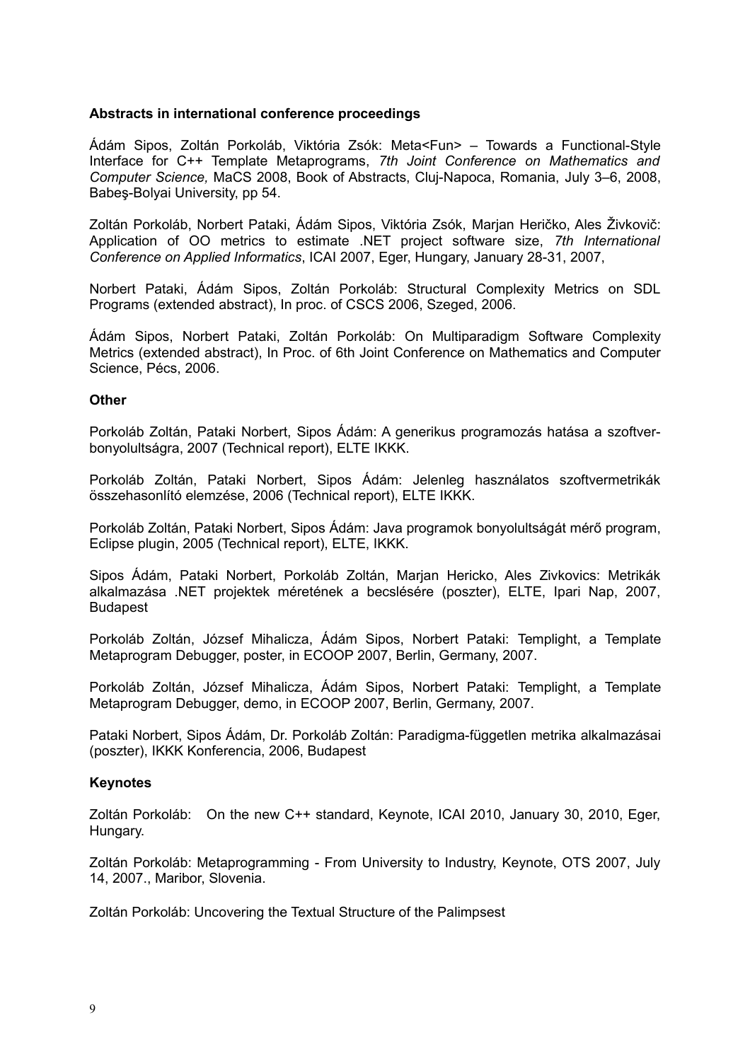**Abstracts in international conference proceedings**

Ádám Sipos, Zoltán Porkoláb, Viktória Zsók: Meta<Fun> – Towards a Functional-Style Interface for C++ Template Metaprograms, *7th Joint Conference on Mathematics and Computer Science,* MaCS 2008, Book of Abstracts, Cluj-Napoca, Romania, July 3–6, 2008, Babeş-Bolyai University, pp 54.

Zoltán Porkoláb, Norbert Pataki, Ádám Sipos, Viktória Zsók, Marjan Heričko, Ales Živkovič: Application of OO metrics to estimate .NET project software size, *7th International Conference on Applied Informatics*, ICAI 2007, Eger, Hungary, January 28-31, 2007,

Norbert Pataki, Ádám Sipos, Zoltán Porkoláb: Structural Complexity Metrics on SDL Programs (extended abstract), In proc. of CSCS 2006, Szeged, 2006.

Ádám Sipos, Norbert Pataki, Zoltán Porkoláb: On Multiparadigm Software Complexity Metrics (extended abstract), In Proc. of 6th Joint Conference on Mathematics and Computer Science, Pécs, 2006.

**Other**

Porkoláb Zoltán, Pataki Norbert, Sipos Ádám: A generikus programozás hatása a szoftver-bonyolultságra, 2007 (Technical report), ELTE IKKK.

Porkoláb Zoltán, Pataki Norbert, Sipos Ádám: Jelenleg használatos szoftvermetrikák összehasonlító elemzése, 2006 (Technical report), ELTE IKKK.

Porkoláb Zoltán, Pataki Norbert, Sipos Ádám: Java programok bonyolultságát mérő program, Eclipse plugin, 2005 (Technical report), ELTE, IKKK.

Sipos Ádám, Pataki Norbert, Porkoláb Zoltán, Marjan Hericko, Ales Zivkovics: Metrikák alkalmazása .NET projektek méretének a becslésére (poszter), ELTE, Ipari Nap, 2007, Budapest

Porkoláb Zoltán, József Mihalicza, Ádám Sipos, Norbert Pataki: Templight, a Template Metaprogram Debugger, poster, in ECOOP 2007, Berlin, Germany, 2007.

Porkoláb Zoltán, József Mihalicza, Ádám Sipos, Norbert Pataki: Templight, a Template Metaprogram Debugger, demo, in ECOOP 2007, Berlin, Germany, 2007.

Pataki Norbert, Sipos Ádám, Dr. Porkoláb Zoltán: Paradigma-független metrika alkalmazásai (poszter), IKKK Konferencia, 2006, Budapest

**Keynotes**

Zoltán Porkoláb: On the new C++ standard, Keynote, ICAI 2010, January 30, 2010, Eger, Hungary.

Zoltán Porkoláb: Metaprogramming - From University to Industry, Keynote, OTS 2007, July 14, 2007., Maribor, Slovenia.

Zoltán Porkoláb: Uncovering the Textual Structure of the Palimpsest